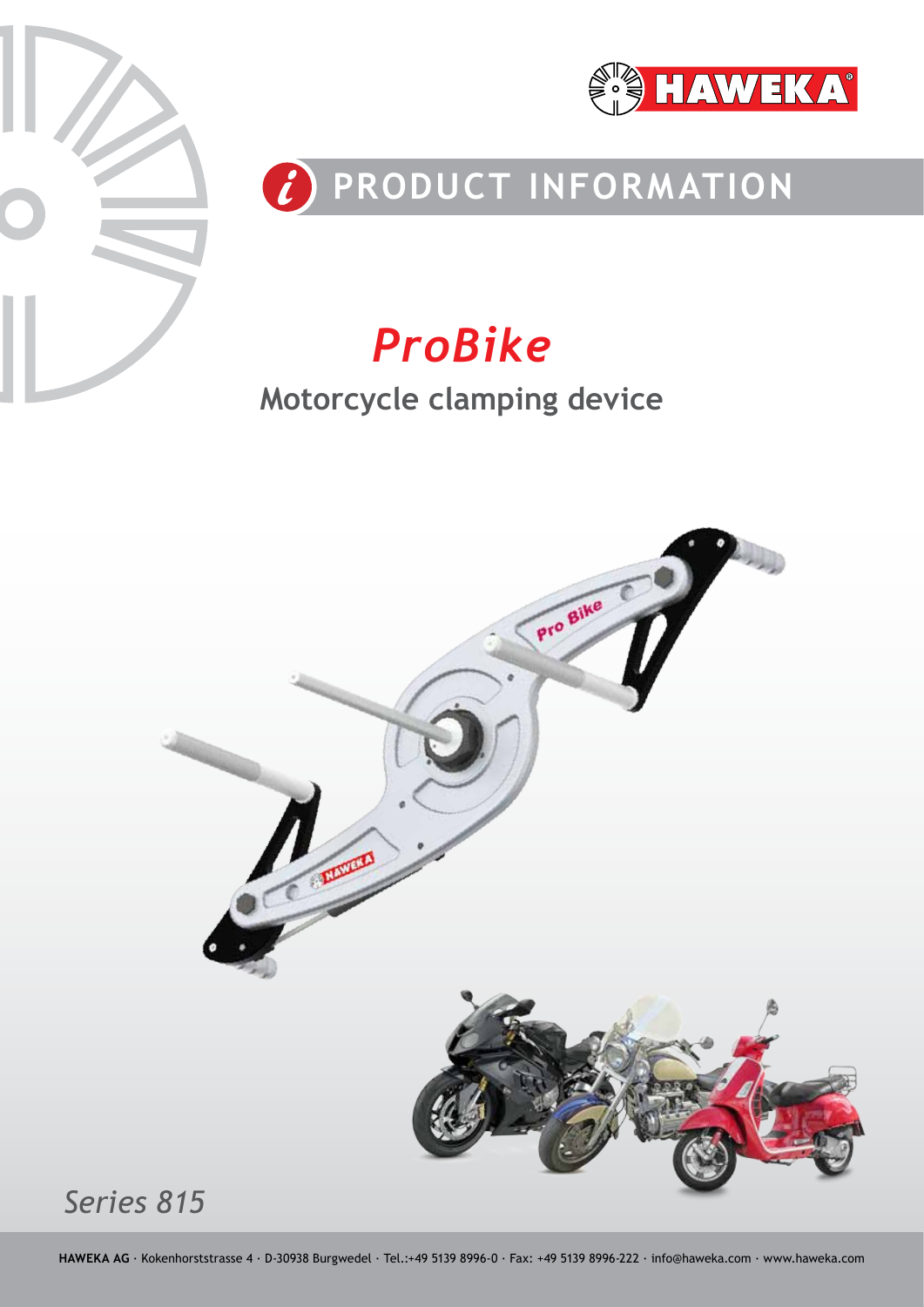# PRODUCT INFORMATION

## *ProBike*

### Motorcycle clamping device

*Series 815*

**HAWEKA AG** · Kokenhorststrasse 4 · D-30938 Burgwedel · Tel.:+49 5139 8996-0 · Fax: +49 5139 8996-222 · info@haweka.com · www.haweka.com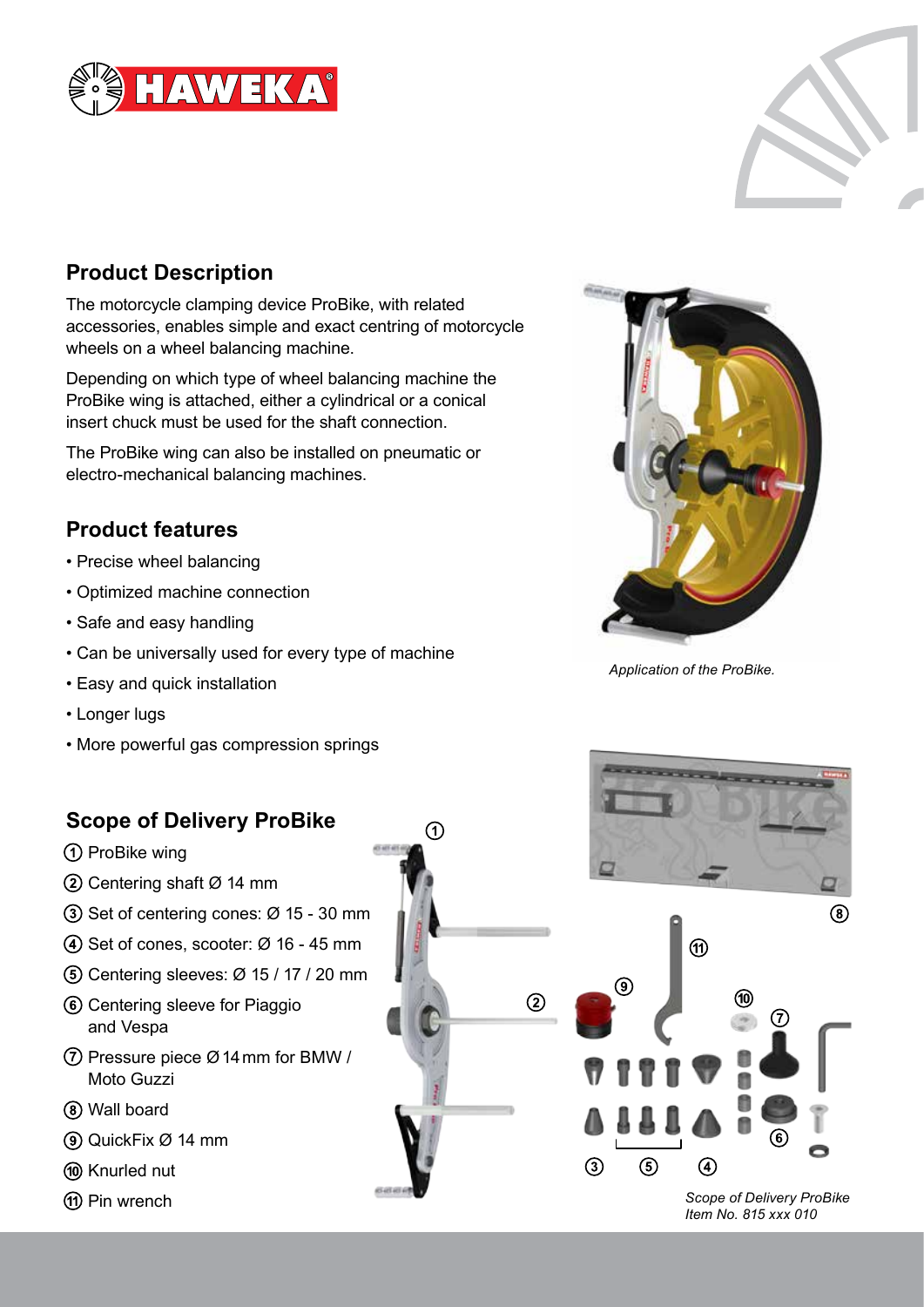## Product Description

The motorcycle clamping device ProBike, with related accessories, enables simple and exact centring of motorcycle wheels on a wheel balancing machine.

Depending on which type of wheel balancing machine the ProBike wing is attached, either a cylindrical or a conical insert chuck must be used for the shaft connection.

The ProBike wing can also be installed on pneumatic or electro-mechanical balancing machines.

*Application of the ProBike.*

## Product features

- Precise wheel balancing
- Optimized machine connection
- Safe and easy handling
- Can be universally used for every type of machine
- Easy and quick installation
- Longer lugs
- More powerful gas compression springs

## Scope of Delivery ProBike

1. ProBike wing
2. Centering shaft Ø 14 mm
3. Set of centering cones: Ø 15 - 30 mm
4. Set of cones, scooter: Ø 16 - 45 mm
5. Centering sleeves: Ø 15 / 17 / 20 mm
6. Centering sleeve for Piaggio and Vespa
7. Pressure piece Ø 14 mm for BMW / Moto Guzzi
8. Wall board
9. QuickFix Ø 14 mm
10. Knurled nut
11. Pin wrench

*Scope of Delivery ProBike*
*Item No. 815 xxx 010*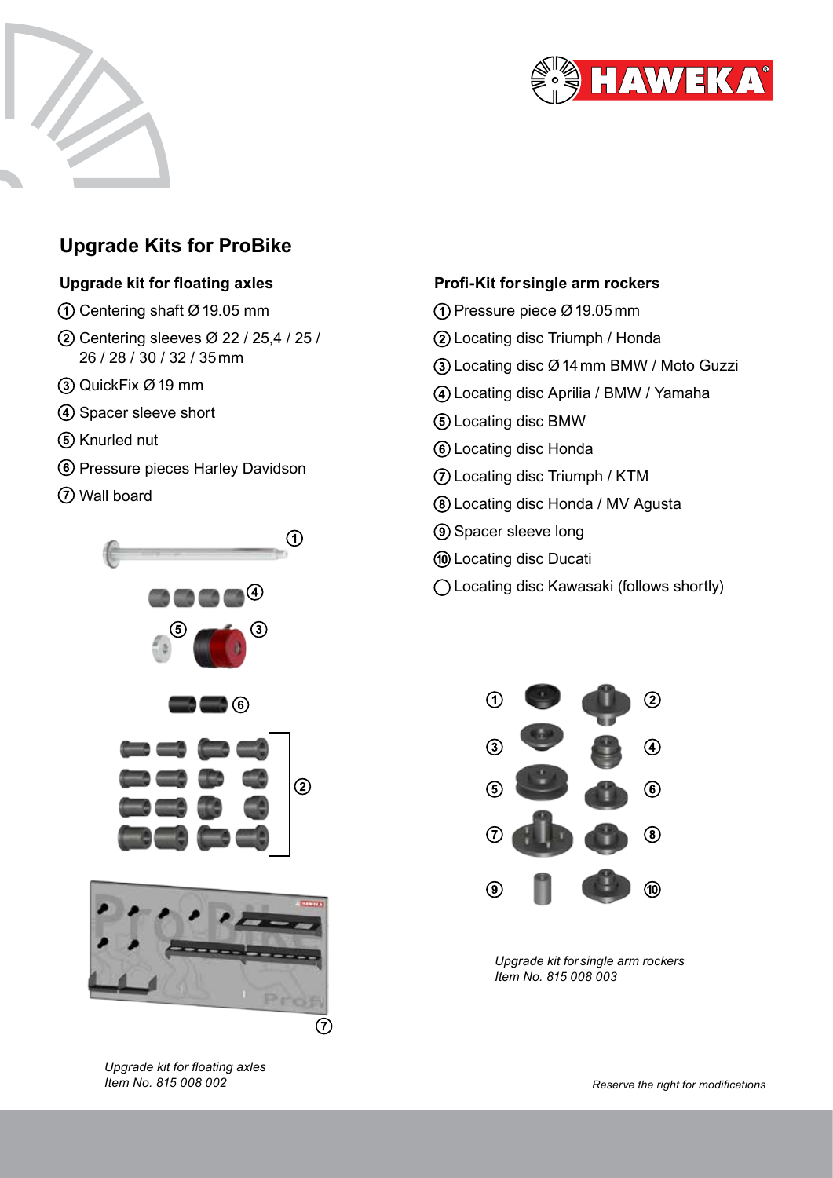# Upgrade Kits for ProBike

## Upgrade kit for floating axles

1. Centering shaft Ø 19.05 mm
2. Centering sleeves Ø 22 / 25,4 / 25 / 26 / 28 / 30 / 32 / 35 mm
3. QuickFix Ø 19 mm
4. Spacer sleeve short
5. Knurled nut
6. Pressure pieces Harley Davidson
7. Wall board

*Upgrade kit for floating axles*
*Item No. 815 008 002*

## Profi-Kit for single arm rockers

1. Pressure piece Ø 19.05 mm
2. Locating disc Triumph / Honda
3. Locating disc Ø 14 mm BMW / Moto Guzzi
4. Locating disc Aprilia / BMW / Yamaha
5. Locating disc BMW
6. Locating disc Honda
7. Locating disc Triumph / KTM
8. Locating disc Honda / MV Agusta
9. Spacer sleeve long
10. Locating disc Ducati

- Locating disc Kawasaki (follows shortly)

*Upgrade kit for single arm rockers*
*Item No. 815 008 003*

*Reserve the right for modifications*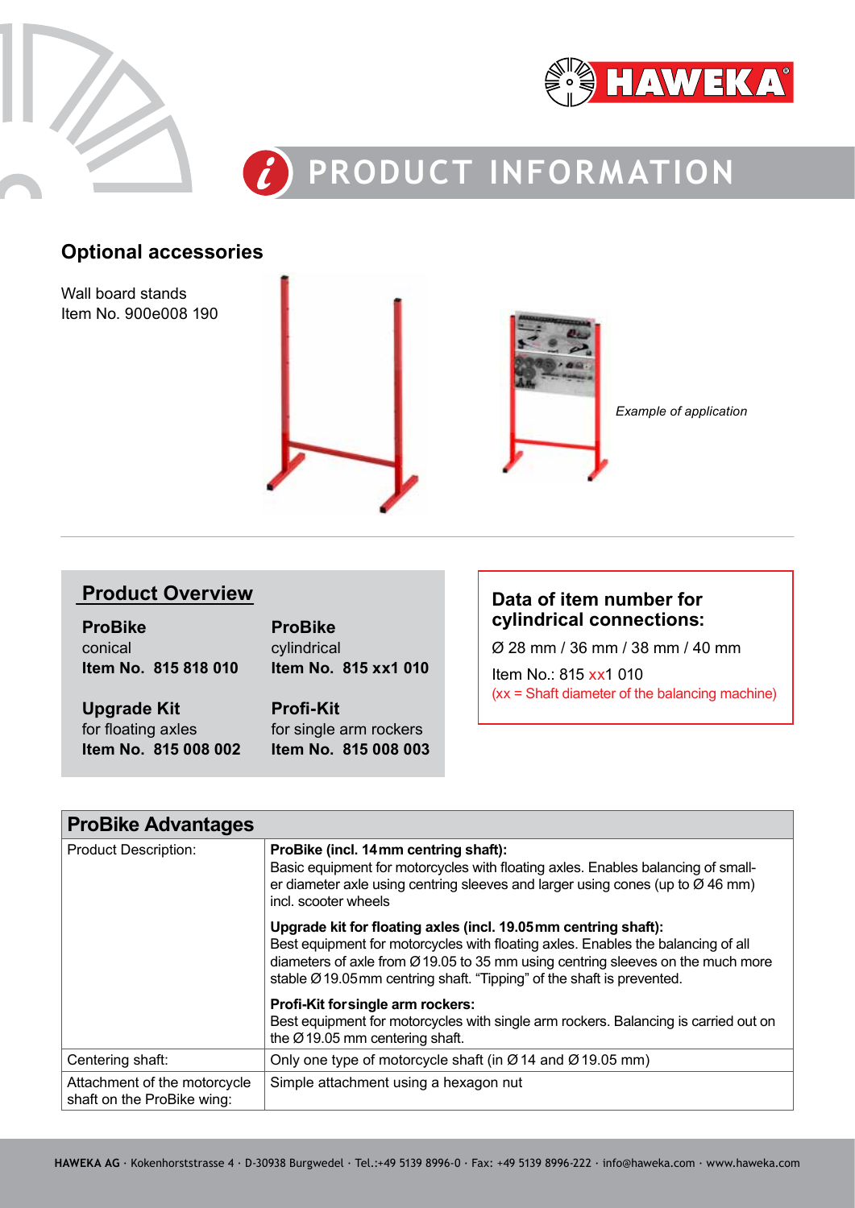# PRODUCT INFORMATION

## Optional accessories

Wall board stands
Item No. 900e008 190

*Example of application*

## Product Overview

**ProBike**
conical
**Item No. 815 818 010**

**ProBike**
cylindrical
**Item No. 815 xx1 010**

**Upgrade Kit**
for floating axles
**Item No. 815 008 002**

**Profi-Kit**
for single arm rockers
**Item No. 815 008 003**

### Data of item number for cylindrical connections:

Ø 28 mm / 36 mm / 38 mm / 40 mm

Item No.: 815 xx1 010
(xx = Shaft diameter of the balancing machine)

## ProBike Advantages

| | |
|---|---|
| Product Description: | **ProBike (incl. 14 mm centring shaft):** Basic equipment for motorcycles with floating axles. Enables balancing of smaller diameter axle using centring sleeves and larger using cones (up to Ø 46 mm) incl. scooter wheels<br><br>**Upgrade kit for floating axles (incl. 19.05 mm centring shaft):** Best equipment for motorcycles with floating axles. Enables the balancing of all diameters of axle from Ø 19.05 to 35 mm using centring sleeves on the much more stable Ø 19.05 mm centring shaft. “Tipping” of the shaft is prevented.<br><br>**Profi-Kit for single arm rockers:** Best equipment for motorcycles with single arm rockers. Balancing is carried out on the Ø 19.05 mm centering shaft. |
| Centering shaft: | Only one type of motorcycle shaft (in Ø 14 and Ø 19.05 mm) |
| Attachment of the motorcycle shaft on the ProBike wing: | Simple attachment using a hexagon nut |

**HAWEKA AG** · Kokenhorststrasse 4 · D-30938 Burgwedel · Tel.:+49 5139 8996-0 · Fax: +49 5139 8996-222 · info@haweka.com · www.haweka.com